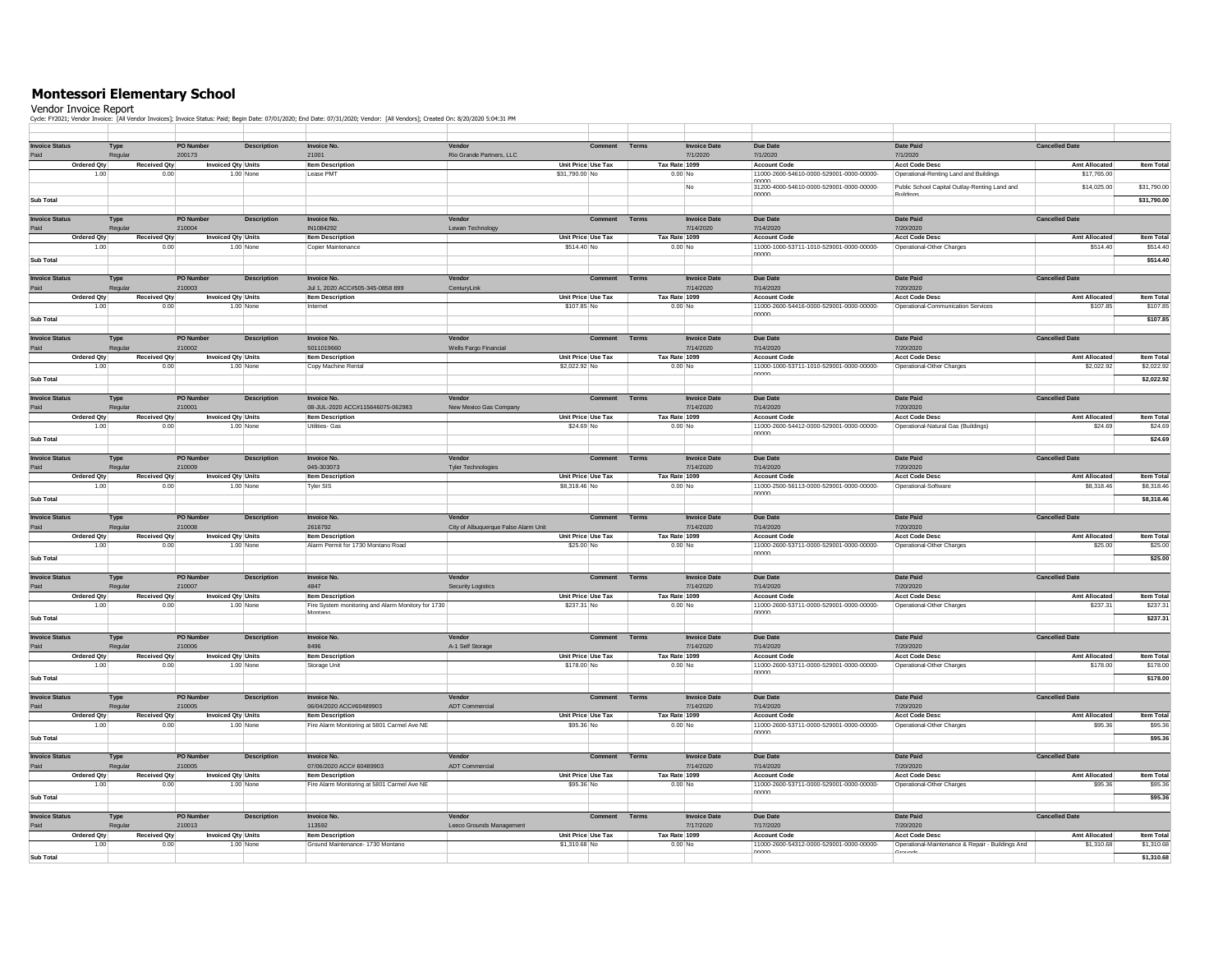# Montessori Elementary School

Vendor Invoice Report

Cycle: FY2021; Vendor Invoice: [All Vendor Invoices]; Invoice Status: Paid; Begin Date: 07/01/2020; End Date: 07/31/2020; Vendor: [All Vendors]; Created On: 8/20/2020 5:04:31 PM

| Invoice Status | Type | PO Number | Description | Invoice No. | Vendor | Comment | Terms | Invoice Date | Due Date | Date Paid | Cancelled Date | |
|---|---|---|---|---|---|---|---|---|---|---|---|---|
| Paid | Regular | 200173 | | 21001 | Rio Grande Partners, LLC | | | 7/1/2020 | 7/1/2020 | 7/1/2020 | | |
| **Ordered Qty** | **Received Qty** | **Invoiced Qty** | **Units** | **Item Description** | **Unit Price** | **Use Tax** | **Tax Rate** | **1099** | **Account Code** | **Acct Code Desc** | **Amt Allocated** | **Item Total** |
| 1.00 | 0.00 | 1.00 | None | Lease PMT | $31,790.00 | No | 0.00 | No | 11000-2600-54610-0000-529001-0000-00000-00000 | Operational-Renting Land and Buildings | $17,765.00 | |
| | | | | | | | | No | 31200-4000-54610-0000-529001-0000-00000-00000 | Public School Capital Outlay-Renting Land and Buildings | $14,025.00 | $31,790.00 |
| **Sub Total** | | | | | | | | | | | | **$31,790.00** |
| **Invoice Status** | **Type** | **PO Number** | **Description** | **Invoice No.** | **Vendor** | **Comment** | **Terms** | **Invoice Date** | **Due Date** | **Date Paid** | **Cancelled Date** | |
| Paid | Regular | 210004 | | IN1084292 | Lewan Technology | | | 7/14/2020 | 7/14/2020 | 7/20/2020 | | |
| **Ordered Qty** | **Received Qty** | **Invoiced Qty** | **Units** | **Item Description** | **Unit Price** | **Use Tax** | **Tax Rate** | **1099** | **Account Code** | **Acct Code Desc** | **Amt Allocated** | **Item Total** |
| 1.00 | 0.00 | 1.00 | None | Copier Maintenance | $514.40 | No | 0.00 | No | 11000-1000-53711-1010-529001-0000-00000-00000 | Operational-Other Charges | $514.40 | $514.40 |
| **Sub Total** | | | | | | | | | | | | **$514.40** |
| **Invoice Status** | **Type** | **PO Number** | **Description** | **Invoice No.** | **Vendor** | **Comment** | **Terms** | **Invoice Date** | **Due Date** | **Date Paid** | **Cancelled Date** | |
| Paid | Regular | 210003 | | Jul 1, 2020 ACC#505-345-0858 899 | CenturyLink | | | 7/14/2020 | 7/14/2020 | 7/20/2020 | | |
| **Ordered Qty** | **Received Qty** | **Invoiced Qty** | **Units** | **Item Description** | **Unit Price** | **Use Tax** | **Tax Rate** | **1099** | **Account Code** | **Acct Code Desc** | **Amt Allocated** | **Item Total** |
| 1.00 | 0.00 | 1.00 | None | Internet | $107.85 | No | 0.00 | No | 11000-2600-54416-0000-529001-0000-00000-00000 | Operational-Communication Services | $107.85 | $107.85 |
| **Sub Total** | | | | | | | | | | | | **$107.85** |
| **Invoice Status** | **Type** | **PO Number** | **Description** | **Invoice No.** | **Vendor** | **Comment** | **Terms** | **Invoice Date** | **Due Date** | **Date Paid** | **Cancelled Date** | |
| Paid | Regular | 210002 | | 5011019660 | Wells Fargo Financial | | | 7/14/2020 | 7/14/2020 | 7/20/2020 | | |
| **Ordered Qty** | **Received Qty** | **Invoiced Qty** | **Units** | **Item Description** | **Unit Price** | **Use Tax** | **Tax Rate** | **1099** | **Account Code** | **Acct Code Desc** | **Amt Allocated** | **Item Total** |
| 1.00 | 0.00 | 1.00 | None | Copy Machine Rental | $2,022.92 | No | 0.00 | No | 11000-1000-53711-1010-529001-0000-00000-00000 | Operational-Other Charges | $2,022.92 | $2,022.92 |
| **Sub Total** | | | | | | | | | | | | **$2,022.92** |
| **Invoice Status** | **Type** | **PO Number** | **Description** | **Invoice No.** | **Vendor** | **Comment** | **Terms** | **Invoice Date** | **Due Date** | **Date Paid** | **Cancelled Date** | |
| Paid | Regular | 210001 | | 08-JUL-2020 ACC#115646075-062983 | New Mexico Gas Company | | | 7/14/2020 | 7/14/2020 | 7/20/2020 | | |
| **Ordered Qty** | **Received Qty** | **Invoiced Qty** | **Units** | **Item Description** | **Unit Price** | **Use Tax** | **Tax Rate** | **1099** | **Account Code** | **Acct Code Desc** | **Amt Allocated** | **Item Total** |
| 1.00 | 0.00 | 1.00 | None | Utilities- Gas | $24.69 | No | 0.00 | No | 11000-2600-54412-0000-529001-0000-00000-00000 | Operational-Natural Gas (Buildings) | $24.69 | $24.69 |
| **Sub Total** | | | | | | | | | | | | **$24.69** |
| **Invoice Status** | **Type** | **PO Number** | **Description** | **Invoice No.** | **Vendor** | **Comment** | **Terms** | **Invoice Date** | **Due Date** | **Date Paid** | **Cancelled Date** | |
| Paid | Regular | 210009 | | 045-303073 | Tyler Technologies | | | 7/14/2020 | 7/14/2020 | 7/20/2020 | | |
| **Ordered Qty** | **Received Qty** | **Invoiced Qty** | **Units** | **Item Description** | **Unit Price** | **Use Tax** | **Tax Rate** | **1099** | **Account Code** | **Acct Code Desc** | **Amt Allocated** | **Item Total** |
| 1.00 | 0.00 | 1.00 | None | Tyler SIS | $8,318.46 | No | 0.00 | No | 11000-2500-56113-0000-529001-0000-00000-00000 | Operational-Software | $8,318.46 | $8,318.46 |
| **Sub Total** | | | | | | | | | | | | **$8,318.46** |
| **Invoice Status** | **Type** | **PO Number** | **Description** | **Invoice No.** | **Vendor** | **Comment** | **Terms** | **Invoice Date** | **Due Date** | **Date Paid** | **Cancelled Date** | |
| Paid | Regular | 210008 | | 2616792 | City of Albuquerque False Alarm Unit | | | 7/14/2020 | 7/14/2020 | 7/20/2020 | | |
| **Ordered Qty** | **Received Qty** | **Invoiced Qty** | **Units** | **Item Description** | **Unit Price** | **Use Tax** | **Tax Rate** | **1099** | **Account Code** | **Acct Code Desc** | **Amt Allocated** | **Item Total** |
| 1.00 | 0.00 | 1.00 | None | Alarm Permit for 1730 Montano Road | $25.00 | No | 0.00 | No | 11000-2600-53711-0000-529001-0000-00000-00000 | Operational-Other Charges | $25.00 | $25.00 |
| **Sub Total** | | | | | | | | | | | | **$25.00** |
| **Invoice Status** | **Type** | **PO Number** | **Description** | **Invoice No.** | **Vendor** | **Comment** | **Terms** | **Invoice Date** | **Due Date** | **Date Paid** | **Cancelled Date** | |
| Paid | Regular | 210007 | | 4847 | Security Logistics | | | 7/14/2020 | 7/14/2020 | 7/20/2020 | | |
| **Ordered Qty** | **Received Qty** | **Invoiced Qty** | **Units** | **Item Description** | **Unit Price** | **Use Tax** | **Tax Rate** | **1099** | **Account Code** | **Acct Code Desc** | **Amt Allocated** | **Item Total** |
| 1.00 | 0.00 | 1.00 | None | Fire System monitoring and Alarm Monitory for 1730 Montano | $237.31 | No | 0.00 | No | 11000-2600-53711-0000-529001-0000-00000-00000 | Operational-Other Charges | $237.31 | $237.31 |
| **Sub Total** | | | | | | | | | | | | **$237.31** |
| **Invoice Status** | **Type** | **PO Number** | **Description** | **Invoice No.** | **Vendor** | **Comment** | **Terms** | **Invoice Date** | **Due Date** | **Date Paid** | **Cancelled Date** | |
| Paid | Regular | 210006 | | 8496 | A-1 Self Storage | | | 7/14/2020 | 7/14/2020 | 7/20/2020 | | |
| **Ordered Qty** | **Received Qty** | **Invoiced Qty** | **Units** | **Item Description** | **Unit Price** | **Use Tax** | **Tax Rate** | **1099** | **Account Code** | **Acct Code Desc** | **Amt Allocated** | **Item Total** |
| 1.00 | 0.00 | 1.00 | None | Storage Unit | $178.00 | No | 0.00 | No | 11000-2600-53711-0000-529001-0000-00000-00000 | Operational-Other Charges | $178.00 | $178.00 |
| **Sub Total** | | | | | | | | | | | | **$178.00** |
| **Invoice Status** | **Type** | **PO Number** | **Description** | **Invoice No.** | **Vendor** | **Comment** | **Terms** | **Invoice Date** | **Due Date** | **Date Paid** | **Cancelled Date** | |
| Paid | Regular | 210005 | | 06/04/2020 ACC#60489903 | ADT Commercial | | | 7/14/2020 | 7/14/2020 | 7/20/2020 | | |
| **Ordered Qty** | **Received Qty** | **Invoiced Qty** | **Units** | **Item Description** | **Unit Price** | **Use Tax** | **Tax Rate** | **1099** | **Account Code** | **Acct Code Desc** | **Amt Allocated** | **Item Total** |
| 1.00 | 0.00 | 1.00 | None | Fire Alarm Monitoring at 5801 Carmel Ave NE | $95.36 | No | 0.00 | No | 11000-2600-53711-0000-529001-0000-00000-00000 | Operational-Other Charges | $95.36 | $95.36 |
| **Sub Total** | | | | | | | | | | | | **$95.36** |
| **Invoice Status** | **Type** | **PO Number** | **Description** | **Invoice No.** | **Vendor** | **Comment** | **Terms** | **Invoice Date** | **Due Date** | **Date Paid** | **Cancelled Date** | |
| Paid | Regular | 210005 | | 07/06/2020 ACC# 60489903 | ADT Commercial | | | 7/14/2020 | 7/14/2020 | 7/20/2020 | | |
| **Ordered Qty** | **Received Qty** | **Invoiced Qty** | **Units** | **Item Description** | **Unit Price** | **Use Tax** | **Tax Rate** | **1099** | **Account Code** | **Acct Code Desc** | **Amt Allocated** | **Item Total** |
| 1.00 | 0.00 | 1.00 | None | Fire Alarm Monitoring at 5801 Carmel Ave NE | $95.36 | No | 0.00 | No | 11000-2600-53711-0000-529001-0000-00000-00000 | Operational-Other Charges | $95.36 | $95.36 |
| **Sub Total** | | | | | | | | | | | | **$95.36** |
| **Invoice Status** | **Type** | **PO Number** | **Description** | **Invoice No.** | **Vendor** | **Comment** | **Terms** | **Invoice Date** | **Due Date** | **Date Paid** | **Cancelled Date** | |
| Paid | Regular | 210013 | | 113592 | Leeco Grounds Management | | | 7/17/2020 | 7/17/2020 | 7/20/2020 | | |
| **Ordered Qty** | **Received Qty** | **Invoiced Qty** | **Units** | **Item Description** | **Unit Price** | **Use Tax** | **Tax Rate** | **1099** | **Account Code** | **Acct Code Desc** | **Amt Allocated** | **Item Total** |
| 1.00 | 0.00 | 1.00 | None | Ground Maintenance- 1730 Montano | $1,310.68 | No | 0.00 | No | 11000-2600-54312-0000-529001-0000-00000-00000 | Operational-Maintenance & Repair - Buildings And Grounds | $1,310.68 | $1,310.68 |
| **Sub Total** | | | | | | | | | | | | **$1,310.68** |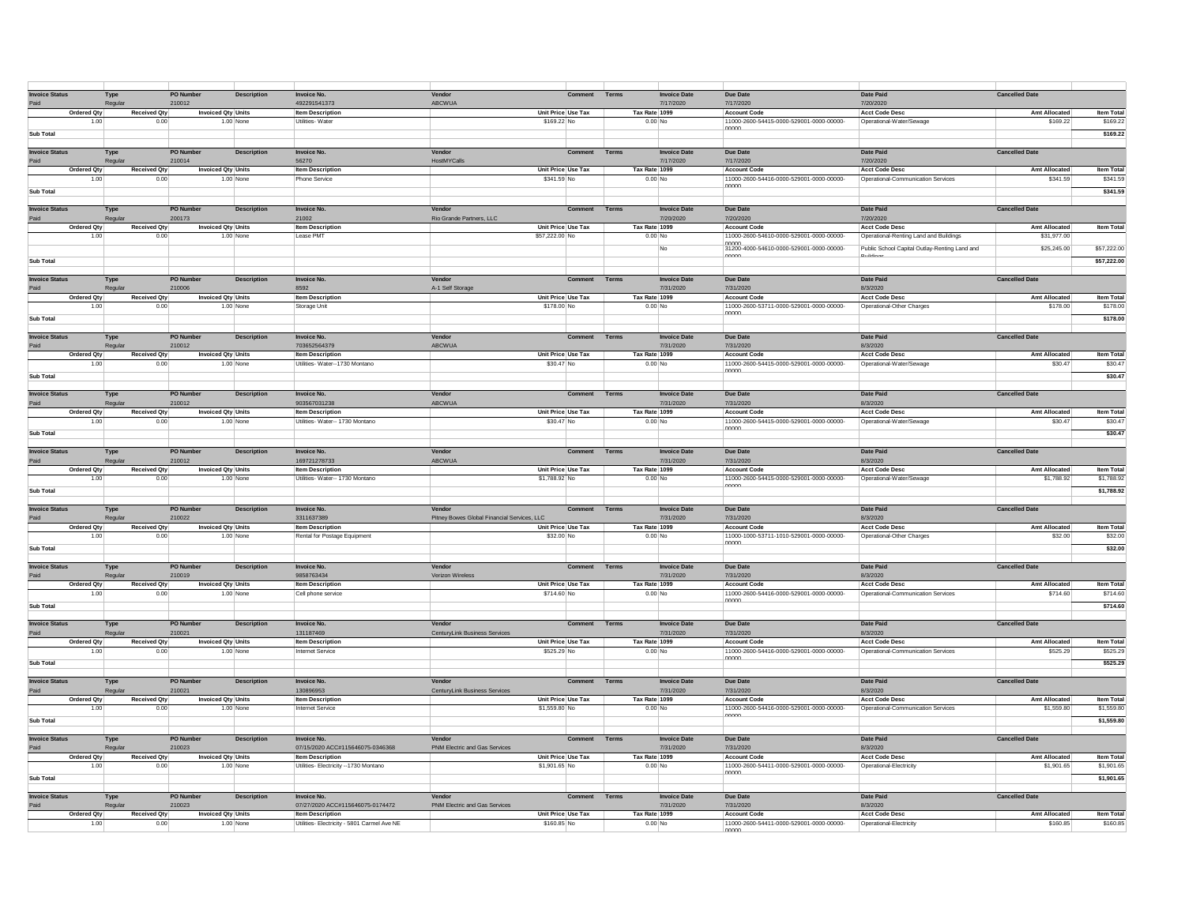| Invoice Status | Type | PO Number | Description | Invoice No. | Vendor | Comment | Terms | Invoice Date | Due Date | Date Paid | Cancelled Date | |
|---|---|---|---|---|---|---|---|---|---|---|---|---|
| Paid | Regular | 210012 | | 492291541373 | ABCWUA | | | 7/17/2020 | 7/17/2020 | 7/20/2020 | | |
| Ordered Qty | Received Qty | Invoiced Qty | Units | Item Description | Unit Price | Use Tax | Tax Rate | 1099 | Account Code | Acct Code Desc | Amt Allocated | Item Total |
| 1.00 | 0.00 | 1.00 | None | Utilities- Water | $169.22 | No | 0.00 | No | 11000-2600-54415-0000-529001-0000-00000-00000 | Operational-Water/Sewage | $169.22 | $169.22 |
| Sub Total | | | | | | | | | | | | $169.22 |
| Invoice Status | Type | PO Number | Description | Invoice No. | Vendor | Comment | Terms | Invoice Date | Due Date | Date Paid | Cancelled Date | |
| Paid | Regular | 210014 | | 56270 | HostMYCalls | | | 7/17/2020 | 7/17/2020 | 7/20/2020 | | |
| Ordered Qty | Received Qty | Invoiced Qty | Units | Item Description | Unit Price | Use Tax | Tax Rate | 1099 | Account Code | Acct Code Desc | Amt Allocated | Item Total |
| 1.00 | 0.00 | 1.00 | None | Phone Service | $341.59 | No | 0.00 | No | 11000-2600-54416-0000-529001-0000-00000-00000 | Operational-Communication Services | $341.59 | $341.59 |
| Sub Total | | | | | | | | | | | | $341.59 |
| Invoice Status | Type | PO Number | Description | Invoice No. | Vendor | Comment | Terms | Invoice Date | Due Date | Date Paid | Cancelled Date | |
| Paid | Regular | 200173 | | 21002 | Rio Grande Partners, LLC | | | 7/20/2020 | 7/20/2020 | 7/20/2020 | | |
| Ordered Qty | Received Qty | Invoiced Qty | Units | Item Description | Unit Price | Use Tax | Tax Rate | 1099 | Account Code | Acct Code Desc | Amt Allocated | Item Total |
| 1.00 | 0.00 | 1.00 | None | Lease PMT | $57,222.00 | No | 0.00 | No | 11000-2600-54610-0000-529001-0000-00000-00000 | Operational-Renting Land and Buildings | $31,977.00 | |
| | | | | | | | | No | 31200-4000-54610-0000-529001-0000-00000-00000 | Public School Capital Outlay-Renting Land and Buildings | $25,245.00 | $57,222.00 |
| Sub Total | | | | | | | | | | | | $57,222.00 |
| Invoice Status | Type | PO Number | Description | Invoice No. | Vendor | Comment | Terms | Invoice Date | Due Date | Date Paid | Cancelled Date | |
| Paid | Regular | 210006 | | 8592 | A-1 Self Storage | | | 7/31/2020 | 7/31/2020 | 8/3/2020 | | |
| Ordered Qty | Received Qty | Invoiced Qty | Units | Item Description | Unit Price | Use Tax | Tax Rate | 1099 | Account Code | Acct Code Desc | Amt Allocated | Item Total |
| 1.00 | 0.00 | 1.00 | None | Storage Unit | $178.00 | No | 0.00 | No | 11000-2600-53711-0000-529001-0000-00000-00000 | Operational-Other Charges | $178.00 | $178.00 |
| Sub Total | | | | | | | | | | | | $178.00 |
| Invoice Status | Type | PO Number | Description | Invoice No. | Vendor | Comment | Terms | Invoice Date | Due Date | Date Paid | Cancelled Date | |
| Paid | Regular | 210012 | | 703652564379 | ABCWUA | | | 7/31/2020 | 7/31/2020 | 8/3/2020 | | |
| Ordered Qty | Received Qty | Invoiced Qty | Units | Item Description | Unit Price | Use Tax | Tax Rate | 1099 | Account Code | Acct Code Desc | Amt Allocated | Item Total |
| 1.00 | 0.00 | 1.00 | None | Utilities- Water--1730 Montano | $30.47 | No | 0.00 | No | 11000-2600-54415-0000-529001-0000-00000-00000 | Operational-Water/Sewage | $30.47 | $30.47 |
| Sub Total | | | | | | | | | | | | $30.47 |
| Invoice Status | Type | PO Number | Description | Invoice No. | Vendor | Comment | Terms | Invoice Date | Due Date | Date Paid | Cancelled Date | |
| Paid | Regular | 210012 | | 903567031238 | ABCWUA | | | 7/31/2020 | 7/31/2020 | 8/3/2020 | | |
| Ordered Qty | Received Qty | Invoiced Qty | Units | Item Description | Unit Price | Use Tax | Tax Rate | 1099 | Account Code | Acct Code Desc | Amt Allocated | Item Total |
| 1.00 | 0.00 | 1.00 | None | Utilities- Water-- 1730 Montano | $30.47 | No | 0.00 | No | 11000-2600-54415-0000-529001-0000-00000-00000 | Operational-Water/Sewage | $30.47 | $30.47 |
| Sub Total | | | | | | | | | | | | $30.47 |
| Invoice Status | Type | PO Number | Description | Invoice No. | Vendor | Comment | Terms | Invoice Date | Due Date | Date Paid | Cancelled Date | |
| Paid | Regular | 210012 | | 169721278733 | ABCWUA | | | 7/31/2020 | 7/31/2020 | 8/3/2020 | | |
| Ordered Qty | Received Qty | Invoiced Qty | Units | Item Description | Unit Price | Use Tax | Tax Rate | 1099 | Account Code | Acct Code Desc | Amt Allocated | Item Total |
| 1.00 | 0.00 | 1.00 | None | Utilities- Water-- 1730 Montano | $1,788.92 | No | 0.00 | No | 11000-2600-54415-0000-529001-0000-00000-00000 | Operational-Water/Sewage | $1,788.92 | $1,788.92 |
| Sub Total | | | | | | | | | | | | $1,788.92 |
| Invoice Status | Type | PO Number | Description | Invoice No. | Vendor | Comment | Terms | Invoice Date | Due Date | Date Paid | Cancelled Date | |
| Paid | Regular | 210022 | | 3311637389 | Pitney Bowes Global Financial Services, LLC | | | 7/31/2020 | 7/31/2020 | 8/3/2020 | | |
| Ordered Qty | Received Qty | Invoiced Qty | Units | Item Description | Unit Price | Use Tax | Tax Rate | 1099 | Account Code | Acct Code Desc | Amt Allocated | Item Total |
| 1.00 | 0.00 | 1.00 | None | Rental for Postage Equipment | $32.00 | No | 0.00 | No | 11000-1000-53711-1010-529001-0000-00000-00000 | Operational-Other Charges | $32.00 | $32.00 |
| Sub Total | | | | | | | | | | | | $32.00 |
| Invoice Status | Type | PO Number | Description | Invoice No. | Vendor | Comment | Terms | Invoice Date | Due Date | Date Paid | Cancelled Date | |
| Paid | Regular | 210019 | | 9858763434 | Verizon Wireless | | | 7/31/2020 | 7/31/2020 | 8/3/2020 | | |
| Ordered Qty | Received Qty | Invoiced Qty | Units | Item Description | Unit Price | Use Tax | Tax Rate | 1099 | Account Code | Acct Code Desc | Amt Allocated | Item Total |
| 1.00 | 0.00 | 1.00 | None | Cell phone service | $714.60 | No | 0.00 | No | 11000-2600-54416-0000-529001-0000-00000-00000 | Operational-Communication Services | $714.60 | $714.60 |
| Sub Total | | | | | | | | | | | | $714.60 |
| Invoice Status | Type | PO Number | Description | Invoice No. | Vendor | Comment | Terms | Invoice Date | Due Date | Date Paid | Cancelled Date | |
| Paid | Regular | 210021 | | 131187469 | CenturyLink Business Services | | | 7/31/2020 | 7/31/2020 | 8/3/2020 | | |
| Ordered Qty | Received Qty | Invoiced Qty | Units | Item Description | Unit Price | Use Tax | Tax Rate | 1099 | Account Code | Acct Code Desc | Amt Allocated | Item Total |
| 1.00 | 0.00 | 1.00 | None | Internet Service | $525.29 | No | 0.00 | No | 11000-2600-54416-0000-529001-0000-00000-00000 | Operational-Communication Services | $525.29 | $525.29 |
| Sub Total | | | | | | | | | | | | $525.29 |
| Invoice Status | Type | PO Number | Description | Invoice No. | Vendor | Comment | Terms | Invoice Date | Due Date | Date Paid | Cancelled Date | |
| Paid | Regular | 210021 | | 130896953 | CenturyLink Business Services | | | 7/31/2020 | 7/31/2020 | 8/3/2020 | | |
| Ordered Qty | Received Qty | Invoiced Qty | Units | Item Description | Unit Price | Use Tax | Tax Rate | 1099 | Account Code | Acct Code Desc | Amt Allocated | Item Total |
| 1.00 | 0.00 | 1.00 | None | Internet Service | $1,559.80 | No | 0.00 | No | 11000-2600-54416-0000-529001-0000-00000-00000 | Operational-Communication Services | $1,559.80 | $1,559.80 |
| Sub Total | | | | | | | | | | | | $1,559.80 |
| Invoice Status | Type | PO Number | Description | Invoice No. | Vendor | Comment | Terms | Invoice Date | Due Date | Date Paid | Cancelled Date | |
| Paid | Regular | 210023 | | 07/15/2020 ACC#115646075-0346368 | PNM Electric and Gas Services | | | 7/31/2020 | 7/31/2020 | 8/3/2020 | | |
| Ordered Qty | Received Qty | Invoiced Qty | Units | Item Description | Unit Price | Use Tax | Tax Rate | 1099 | Account Code | Acct Code Desc | Amt Allocated | Item Total |
| 1.00 | 0.00 | 1.00 | None | Utilities- Electricity --1730 Montano | $1,901.65 | No | 0.00 | No | 11000-2600-54411-0000-529001-0000-00000-00000 | Operational-Electricity | $1,901.65 | $1,901.65 |
| Sub Total | | | | | | | | | | | | $1,901.65 |
| Invoice Status | Type | PO Number | Description | Invoice No. | Vendor | Comment | Terms | Invoice Date | Due Date | Date Paid | Cancelled Date | |
| Paid | Regular | 210023 | | 07/27/2020 ACC#115646075-0174472 | PNM Electric and Gas Services | | | 7/31/2020 | 7/31/2020 | 8/3/2020 | | |
| Ordered Qty | Received Qty | Invoiced Qty | Units | Item Description | Unit Price | Use Tax | Tax Rate | 1099 | Account Code | Acct Code Desc | Amt Allocated | Item Total |
| 1.00 | 0.00 | 1.00 | None | Utilities- Electricity - 5801 Carmel Ave NE | $160.85 | No | 0.00 | No | 11000-2600-54411-0000-529001-0000-00000-00000 | Operational-Electricity | $160.85 | $160.85 |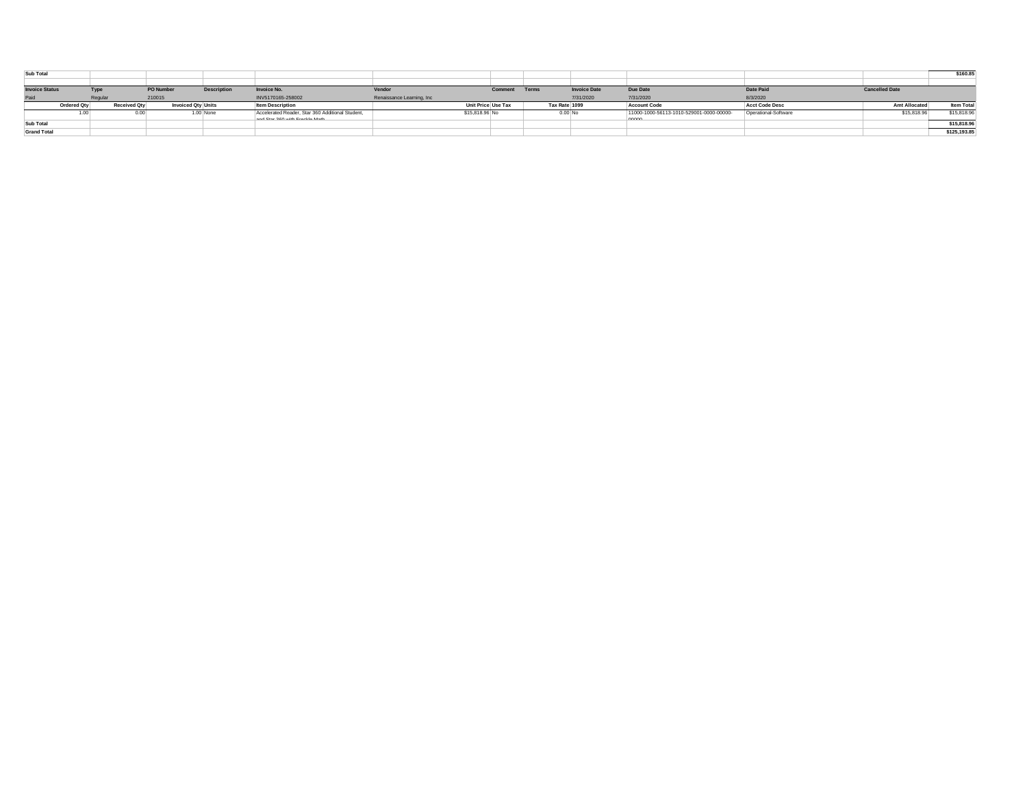| | | | | | | | | | | | | |
|---|---|---|---|---|---|---|---|---|---|---|---|---|
| **Sub Total** | | | | | | | | | | | | **$160.85** |
| | | | | | | | | | | | | |
| **Invoice Status** | **Type** | **PO Number** | **Description** | **Invoice No.** | **Vendor** | **Comment** | **Terms** | **Invoice Date** | **Due Date** | **Date Paid** | **Cancelled Date** | |
| Paid | Regular | 210015 | | INV5170165-258002 | Renaissance Learning, Inc | | | 7/31/2020 | 7/31/2020 | 8/3/2020 | | |
| **Ordered Qty** | **Received Qty** | **Invoiced Qty** | **Units** | **Item Description** | **Unit Price** | **Use Tax** | **Tax Rate** | **1099** | **Account Code** | **Acct Code Desc** | **Amt Allocated** | **Item Total** |
| 1.00 | 0.00 | 1.00 | None | Accelerated Reader, Star 360 Additional Student, and Star 360 with Freckle Math | $15,818.96 | No | 0.00 | No | 11000-1000-56113-1010-529001-0000-00000-00000 | Operational-Software | $15,818.96 | $15,818.96 |
| **Sub Total** | | | | | | | | | | | | **$15,818.96** |
| **Grand Total** | | | | | | | | | | | | **$125,193.85** |